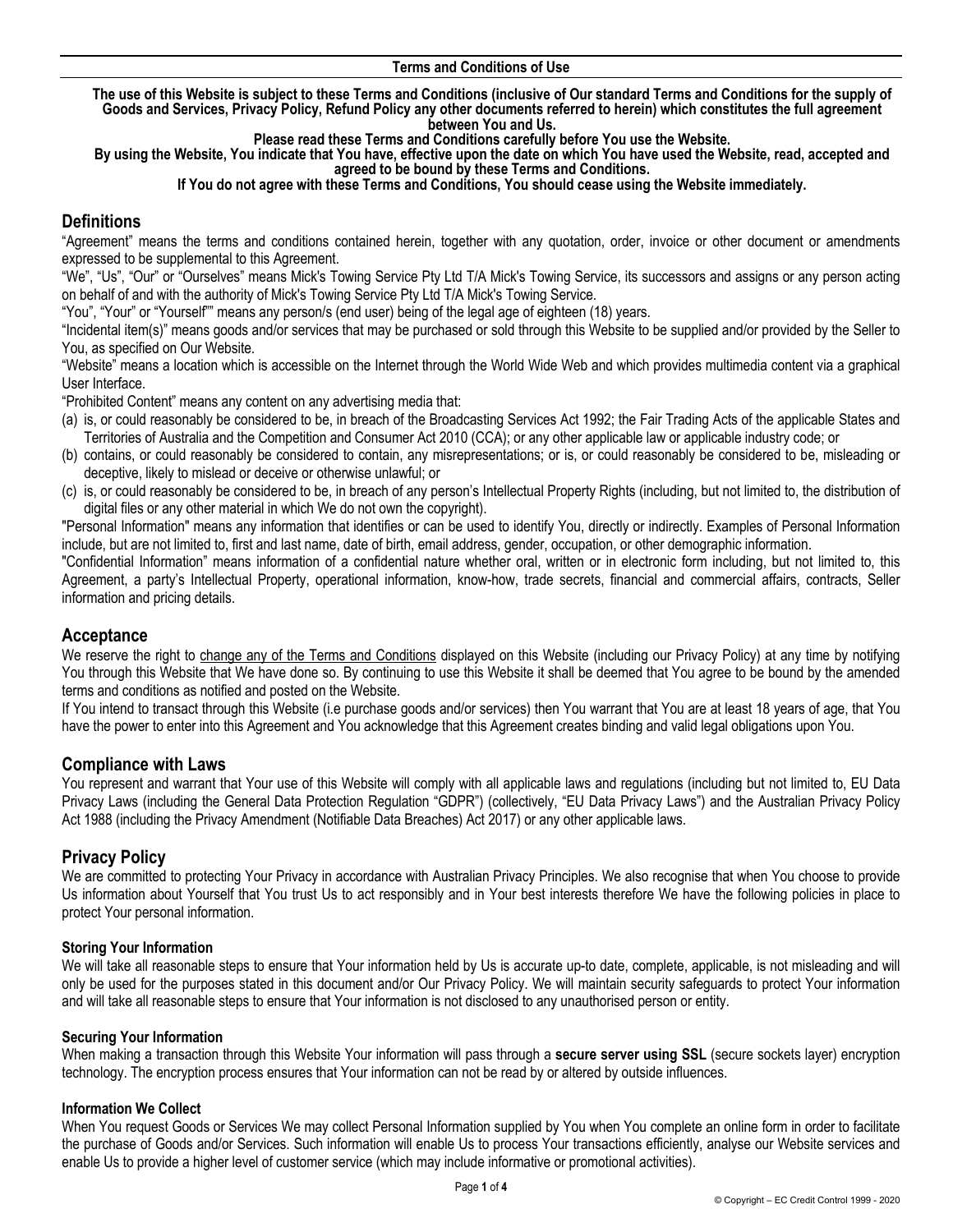# Terms and Conditions of Use

**The use of this Website is subject to these Terms and Conditions (inclusive of Our standard Terms and Conditions for the supply of Goods and Services, Privacy Policy, Refund Policy any other documents referred to herein) which constitutes the full agreement between You and Us.**

**Please read these Terms and Conditions carefully before You use the Website.**

**By using the Website, You indicate that You have, effective upon the date on which You have used the Website, read, accepted and agreed to be bound by these Terms and Conditions.**

**If You do not agree with these Terms and Conditions, You should cease using the Website immediately.**

## Definitions

"Agreement" means the terms and conditions contained herein, together with any quotation, order, invoice or other document or amendments expressed to be supplemental to this Agreement.

"We", "Us", "Our" or "Ourselves" means Mick's Towing Service Pty Ltd T/A Mick's Towing Service, its successors and assigns or any person acting on behalf of and with the authority of Mick's Towing Service Pty Ltd T/A Mick's Towing Service.

"You", "Your" or "Yourself"" means any person/s (end user) being of the legal age of eighteen (18) years.

"Incidental item(s)" means goods and/or services that may be purchased or sold through this Website to be supplied and/or provided by the Seller to You, as specified on Our Website.

"Website" means a location which is accessible on the Internet through the World Wide Web and which provides multimedia content via a graphical User Interface.

"Prohibited Content" means any content on any advertising media that:

(a) is, or could reasonably be considered to be, in breach of the Broadcasting Services Act 1992; the Fair Trading Acts of the applicable States and Territories of Australia and the Competition and Consumer Act 2010 (CCA); or any other applicable law or applicable industry code; or
(b) contains, or could reasonably be considered to contain, any misrepresentations; or is, or could reasonably be considered to be, misleading or deceptive, likely to mislead or deceive or otherwise unlawful; or
(c) is, or could reasonably be considered to be, in breach of any person's Intellectual Property Rights (including, but not limited to, the distribution of digital files or any other material in which We do not own the copyright).

"Personal Information" means any information that identifies or can be used to identify You, directly or indirectly. Examples of Personal Information include, but are not limited to, first and last name, date of birth, email address, gender, occupation, or other demographic information.

"Confidential Information" means information of a confidential nature whether oral, written or in electronic form including, but not limited to, this Agreement, a party's Intellectual Property, operational information, know-how, trade secrets, financial and commercial affairs, contracts, Seller information and pricing details.

## Acceptance

We reserve the right to change any of the Terms and Conditions displayed on this Website (including our Privacy Policy) at any time by notifying You through this Website that We have done so. By continuing to use this Website it shall be deemed that You agree to be bound by the amended terms and conditions as notified and posted on the Website.

If You intend to transact through this Website (i.e purchase goods and/or services) then You warrant that You are at least 18 years of age, that You have the power to enter into this Agreement and You acknowledge that this Agreement creates binding and valid legal obligations upon You.

## Compliance with Laws

You represent and warrant that Your use of this Website will comply with all applicable laws and regulations (including but not limited to, EU Data Privacy Laws (including the General Data Protection Regulation "GDPR") (collectively, "EU Data Privacy Laws") and the Australian Privacy Policy Act 1988 (including the Privacy Amendment (Notifiable Data Breaches) Act 2017) or any other applicable laws.

## Privacy Policy

We are committed to protecting Your Privacy in accordance with Australian Privacy Principles. We also recognise that when You choose to provide Us information about Yourself that You trust Us to act responsibly and in Your best interests therefore We have the following policies in place to protect Your personal information.

### Storing Your Information

We will take all reasonable steps to ensure that Your information held by Us is accurate up-to date, complete, applicable, is not misleading and will only be used for the purposes stated in this document and/or Our Privacy Policy. We will maintain security safeguards to protect Your information and will take all reasonable steps to ensure that Your information is not disclosed to any unauthorised person or entity.

### Securing Your Information

When making a transaction through this Website Your information will pass through a **secure server using SSL** (secure sockets layer) encryption technology. The encryption process ensures that Your information can not be read by or altered by outside influences.

### Information We Collect

When You request Goods or Services We may collect Personal Information supplied by You when You complete an online form in order to facilitate the purchase of Goods and/or Services. Such information will enable Us to process Your transactions efficiently, analyse our Website services and enable Us to provide a higher level of customer service (which may include informative or promotional activities).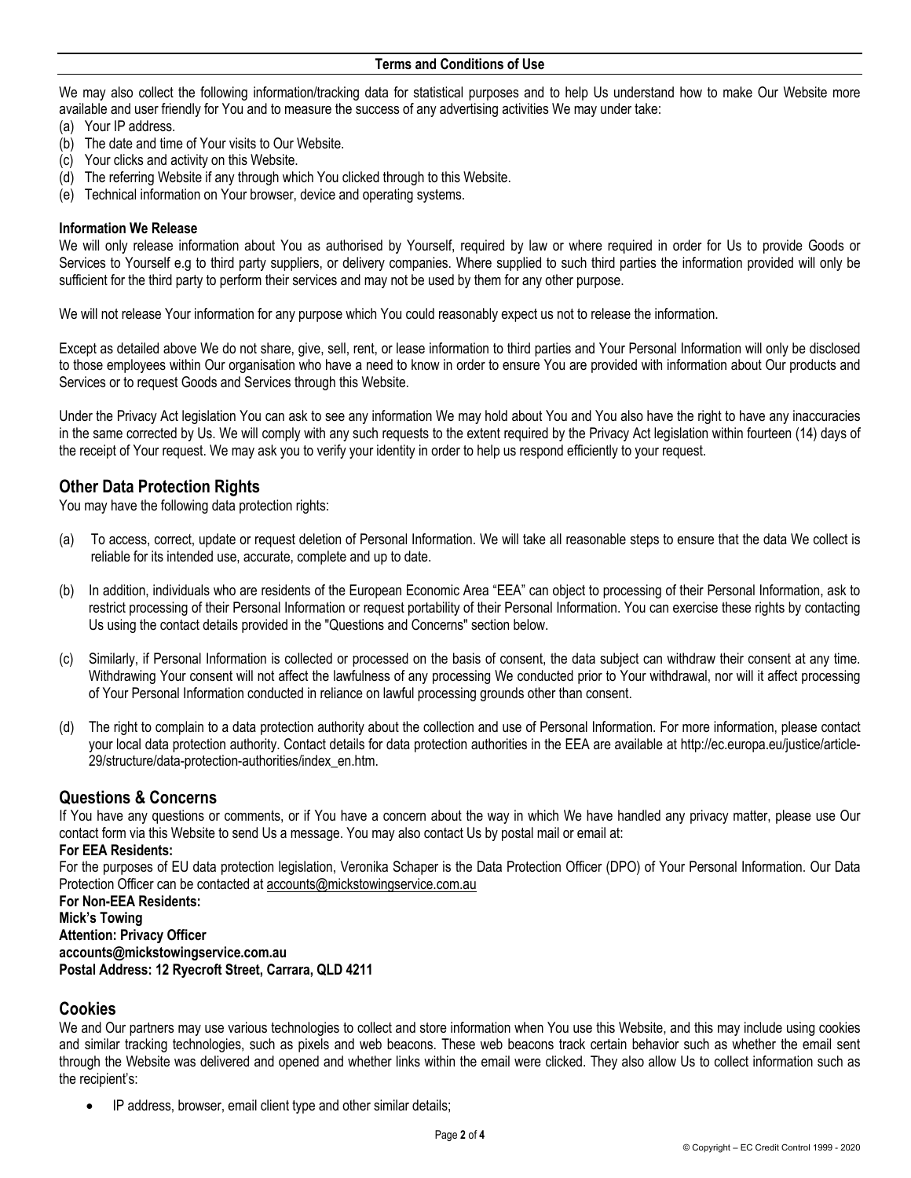We may also collect the following information/tracking data for statistical purposes and to help Us understand how to make Our Website more available and user friendly for You and to measure the success of any advertising activities We may under take:

(a) Your IP address.
(b) The date and time of Your visits to Our Website.
(c) Your clicks and activity on this Website.
(d) The referring Website if any through which You clicked through to this Website.
(e) Technical information on Your browser, device and operating systems.

**Information We Release**

We will only release information about You as authorised by Yourself, required by law or where required in order for Us to provide Goods or Services to Yourself e.g to third party suppliers, or delivery companies. Where supplied to such third parties the information provided will only be sufficient for the third party to perform their services and may not be used by them for any other purpose.

We will not release Your information for any purpose which You could reasonably expect us not to release the information.

Except as detailed above We do not share, give, sell, rent, or lease information to third parties and Your Personal Information will only be disclosed to those employees within Our organisation who have a need to know in order to ensure You are provided with information about Our products and Services or to request Goods and Services through this Website.

Under the Privacy Act legislation You can ask to see any information We may hold about You and You also have the right to have any inaccuracies in the same corrected by Us. We will comply with any such requests to the extent required by the Privacy Act legislation within fourteen (14) days of the receipt of Your request. We may ask you to verify your identity in order to help us respond efficiently to your request.

## Other Data Protection Rights

You may have the following data protection rights:

(a) To access, correct, update or request deletion of Personal Information. We will take all reasonable steps to ensure that the data We collect is reliable for its intended use, accurate, complete and up to date.

(b) In addition, individuals who are residents of the European Economic Area "EEA" can object to processing of their Personal Information, ask to restrict processing of their Personal Information or request portability of their Personal Information. You can exercise these rights by contacting Us using the contact details provided in the "Questions and Concerns" section below.

(c) Similarly, if Personal Information is collected or processed on the basis of consent, the data subject can withdraw their consent at any time. Withdrawing Your consent will not affect the lawfulness of any processing We conducted prior to Your withdrawal, nor will it affect processing of Your Personal Information conducted in reliance on lawful processing grounds other than consent.

(d) The right to complain to a data protection authority about the collection and use of Personal Information. For more information, please contact your local data protection authority. Contact details for data protection authorities in the EEA are available at http://ec.europa.eu/justice/article-29/structure/data-protection-authorities/index_en.htm.

## Questions & Concerns

If You have any questions or comments, or if You have a concern about the way in which We have handled any privacy matter, please use Our contact form via this Website to send Us a message. You may also contact Us by postal mail or email at:

**For EEA Residents:**

For the purposes of EU data protection legislation, Veronika Schaper is the Data Protection Officer (DPO) of Your Personal Information. Our Data Protection Officer can be contacted at accounts@mickstowingservice.com.au

**For Non-EEA Residents:**
**Mick's Towing**
**Attention: Privacy Officer**
**accounts@mickstowingservice.com.au**
**Postal Address: 12 Ryecroft Street, Carrara, QLD 4211**

## Cookies

We and Our partners may use various technologies to collect and store information when You use this Website, and this may include using cookies and similar tracking technologies, such as pixels and web beacons. These web beacons track certain behavior such as whether the email sent through the Website was delivered and opened and whether links within the email were clicked. They also allow Us to collect information such as the recipient's:

- IP address, browser, email client type and other similar details;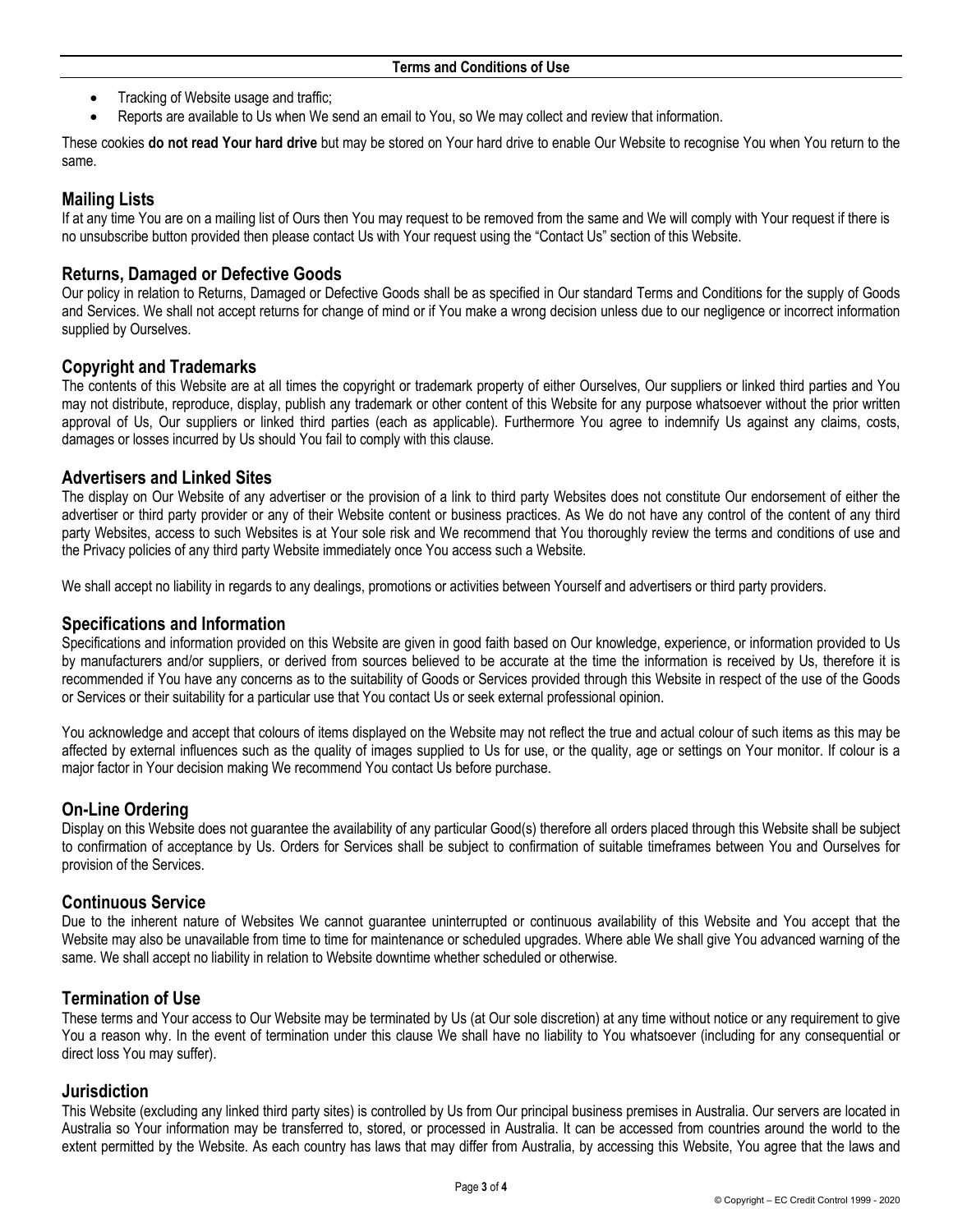- Tracking of Website usage and traffic;
- Reports are available to Us when We send an email to You, so We may collect and review that information.

These cookies **do not read Your hard drive** but may be stored on Your hard drive to enable Our Website to recognise You when You return to the same.

## Mailing Lists

If at any time You are on a mailing list of Ours then You may request to be removed from the same and We will comply with Your request if there is no unsubscribe button provided then please contact Us with Your request using the "Contact Us" section of this Website.

## Returns, Damaged or Defective Goods

Our policy in relation to Returns, Damaged or Defective Goods shall be as specified in Our standard Terms and Conditions for the supply of Goods and Services. We shall not accept returns for change of mind or if You make a wrong decision unless due to our negligence or incorrect information supplied by Ourselves.

## Copyright and Trademarks

The contents of this Website are at all times the copyright or trademark property of either Ourselves, Our suppliers or linked third parties and You may not distribute, reproduce, display, publish any trademark or other content of this Website for any purpose whatsoever without the prior written approval of Us, Our suppliers or linked third parties (each as applicable). Furthermore You agree to indemnify Us against any claims, costs, damages or losses incurred by Us should You fail to comply with this clause.

## Advertisers and Linked Sites

The display on Our Website of any advertiser or the provision of a link to third party Websites does not constitute Our endorsement of either the advertiser or third party provider or any of their Website content or business practices. As We do not have any control of the content of any third party Websites, access to such Websites is at Your sole risk and We recommend that You thoroughly review the terms and conditions of use and the Privacy policies of any third party Website immediately once You access such a Website.

We shall accept no liability in regards to any dealings, promotions or activities between Yourself and advertisers or third party providers.

## Specifications and Information

Specifications and information provided on this Website are given in good faith based on Our knowledge, experience, or information provided to Us by manufacturers and/or suppliers, or derived from sources believed to be accurate at the time the information is received by Us, therefore it is recommended if You have any concerns as to the suitability of Goods or Services provided through this Website in respect of the use of the Goods or Services or their suitability for a particular use that You contact Us or seek external professional opinion.

You acknowledge and accept that colours of items displayed on the Website may not reflect the true and actual colour of such items as this may be affected by external influences such as the quality of images supplied to Us for use, or the quality, age or settings on Your monitor. If colour is a major factor in Your decision making We recommend You contact Us before purchase.

## On-Line Ordering

Display on this Website does not guarantee the availability of any particular Good(s) therefore all orders placed through this Website shall be subject to confirmation of acceptance by Us. Orders for Services shall be subject to confirmation of suitable timeframes between You and Ourselves for provision of the Services.

## Continuous Service

Due to the inherent nature of Websites We cannot guarantee uninterrupted or continuous availability of this Website and You accept that the Website may also be unavailable from time to time for maintenance or scheduled upgrades. Where able We shall give You advanced warning of the same. We shall accept no liability in relation to Website downtime whether scheduled or otherwise.

## Termination of Use

These terms and Your access to Our Website may be terminated by Us (at Our sole discretion) at any time without notice or any requirement to give You a reason why. In the event of termination under this clause We shall have no liability to You whatsoever (including for any consequential or direct loss You may suffer).

## Jurisdiction

This Website (excluding any linked third party sites) is controlled by Us from Our principal business premises in Australia. Our servers are located in Australia so Your information may be transferred to, stored, or processed in Australia. It can be accessed from countries around the world to the extent permitted by the Website. As each country has laws that may differ from Australia, by accessing this Website, You agree that the laws and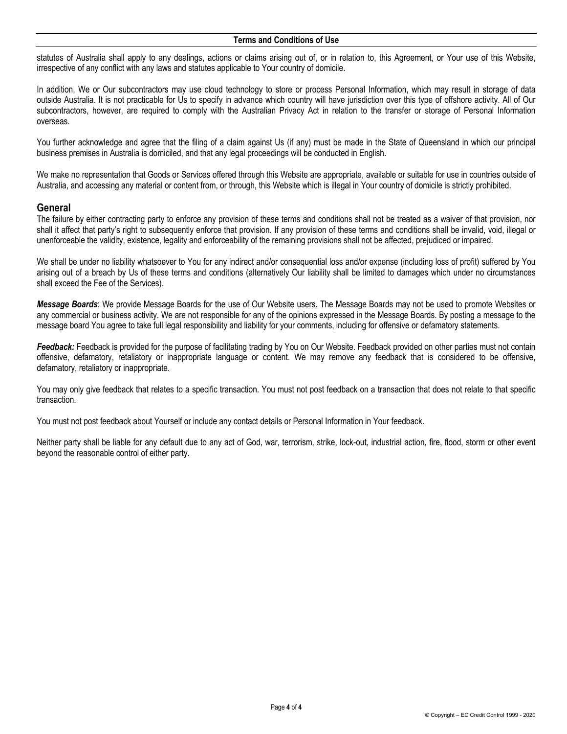statutes of Australia shall apply to any dealings, actions or claims arising out of, or in relation to, this Agreement, or Your use of this Website, irrespective of any conflict with any laws and statutes applicable to Your country of domicile.

In addition, We or Our subcontractors may use cloud technology to store or process Personal Information, which may result in storage of data outside Australia. It is not practicable for Us to specify in advance which country will have jurisdiction over this type of offshore activity. All of Our subcontractors, however, are required to comply with the Australian Privacy Act in relation to the transfer or storage of Personal Information overseas.

You further acknowledge and agree that the filing of a claim against Us (if any) must be made in the State of Queensland in which our principal business premises in Australia is domiciled, and that any legal proceedings will be conducted in English.

We make no representation that Goods or Services offered through this Website are appropriate, available or suitable for use in countries outside of Australia, and accessing any material or content from, or through, this Website which is illegal in Your country of domicile is strictly prohibited.

## General

The failure by either contracting party to enforce any provision of these terms and conditions shall not be treated as a waiver of that provision, nor shall it affect that party's right to subsequently enforce that provision. If any provision of these terms and conditions shall be invalid, void, illegal or unenforceable the validity, existence, legality and enforceability of the remaining provisions shall not be affected, prejudiced or impaired.

We shall be under no liability whatsoever to You for any indirect and/or consequential loss and/or expense (including loss of profit) suffered by You arising out of a breach by Us of these terms and conditions (alternatively Our liability shall be limited to damages which under no circumstances shall exceed the Fee of the Services).

***Message Boards***: We provide Message Boards for the use of Our Website users. The Message Boards may not be used to promote Websites or any commercial or business activity. We are not responsible for any of the opinions expressed in the Message Boards. By posting a message to the message board You agree to take full legal responsibility and liability for your comments, including for offensive or defamatory statements.

***Feedback:*** Feedback is provided for the purpose of facilitating trading by You on Our Website. Feedback provided on other parties must not contain offensive, defamatory, retaliatory or inappropriate language or content. We may remove any feedback that is considered to be offensive, defamatory, retaliatory or inappropriate.

You may only give feedback that relates to a specific transaction. You must not post feedback on a transaction that does not relate to that specific transaction.

You must not post feedback about Yourself or include any contact details or Personal Information in Your feedback.

Neither party shall be liable for any default due to any act of God, war, terrorism, strike, lock-out, industrial action, fire, flood, storm or other event beyond the reasonable control of either party.

© Copyright – EC Credit Control 1999 - 2020